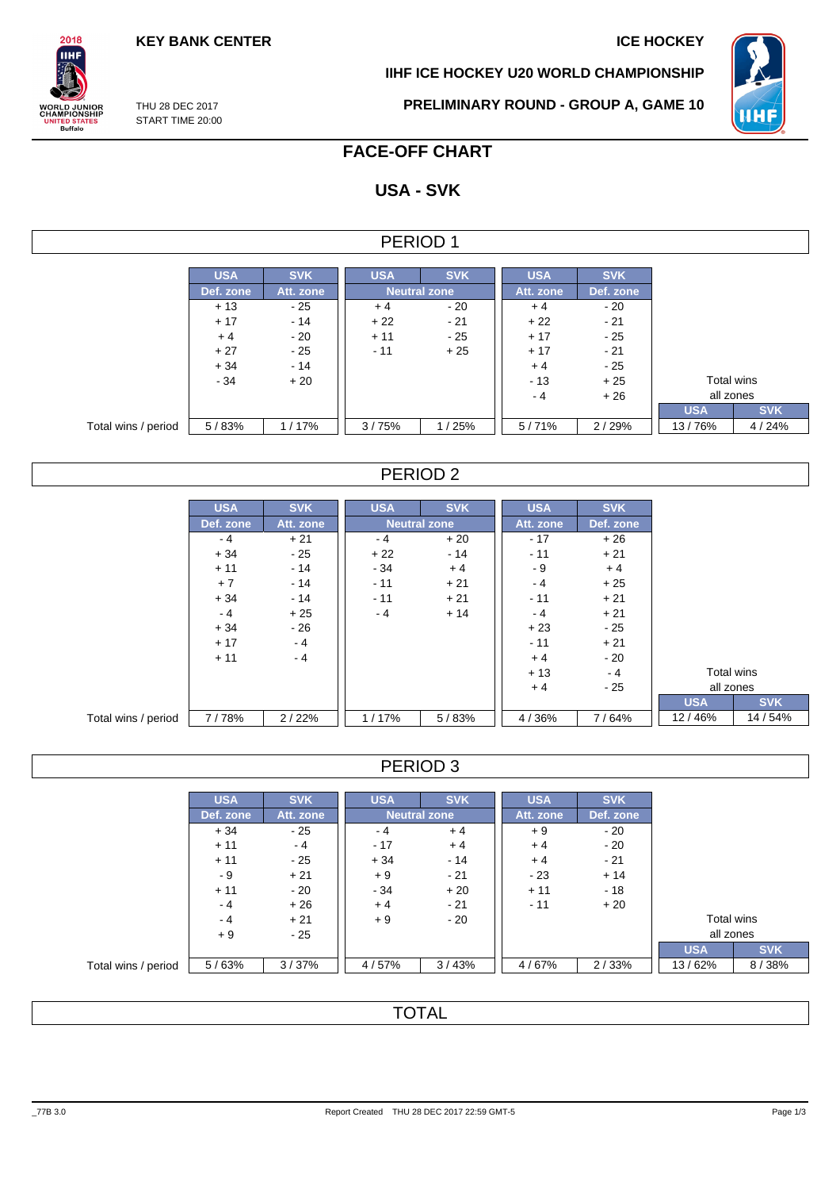KEY BANK CENTER

ICE HOCKEY

IIHF ICE HOCKEY U20 WORLD CHAMPIONSHIP

THU 28 DEC 2017
START TIME 20:00

PRELIMINARY ROUND - GROUP A, GAME 10

# FACE-OFF CHART

## USA - SVK

### PERIOD 1

| | USA | SVK | USA | SVK | USA | SVK | | |
|---|---|---|---|---|---|---|---|---|
| | Def. zone | Att. zone | Neutral zone | | Att. zone | Def. zone | | |
| | + 13 | - 25 | + 4 | - 20 | + 4 | - 20 | | |
| | + 17 | - 14 | + 22 | - 21 | + 22 | - 21 | | |
| | + 4 | - 20 | + 11 | - 25 | + 17 | - 25 | | |
| | + 27 | - 25 | - 11 | + 25 | + 17 | - 21 | | |
| | + 34 | - 14 | | | + 4 | - 25 | | |
| | - 34 | + 20 | | | - 13 | + 25 | Total wins all zones | |
| | | | | | - 4 | + 26 | USA | SVK |
| Total wins / period | 5 / 83% | 1 / 17% | 3 / 75% | 1 / 25% | 5 / 71% | 2 / 29% | 13 / 76% | 4 / 24% |

### PERIOD 2

| | USA | SVK | USA | SVK | USA | SVK | | |
|---|---|---|---|---|---|---|---|---|
| | Def. zone | Att. zone | Neutral zone | | Att. zone | Def. zone | | |
| | - 4 | + 21 | - 4 | + 20 | - 17 | + 26 | | |
| | + 34 | - 25 | + 22 | - 14 | - 11 | + 21 | | |
| | + 11 | - 14 | - 34 | + 4 | - 9 | + 4 | | |
| | + 7 | - 14 | - 11 | + 21 | - 4 | + 25 | | |
| | + 34 | - 14 | - 11 | + 21 | - 11 | + 21 | | |
| | - 4 | + 25 | - 4 | + 14 | - 4 | + 21 | | |
| | + 34 | - 26 | | | + 23 | - 25 | | |
| | + 17 | - 4 | | | - 11 | + 21 | | |
| | + 11 | - 4 | | | + 4 | - 20 | | |
| | | | | | + 13 | - 4 | Total wins all zones | |
| | | | | | + 4 | - 25 | USA | SVK |
| Total wins / period | 7 / 78% | 2 / 22% | 1 / 17% | 5 / 83% | 4 / 36% | 7 / 64% | 12 / 46% | 14 / 54% |

### PERIOD 3

| | USA | SVK | USA | SVK | USA | SVK | | |
|---|---|---|---|---|---|---|---|---|
| | Def. zone | Att. zone | Neutral zone | | Att. zone | Def. zone | | |
| | + 34 | - 25 | - 4 | + 4 | + 9 | - 20 | | |
| | + 11 | - 4 | - 17 | + 4 | + 4 | - 20 | | |
| | + 11 | - 25 | + 34 | - 14 | + 4 | - 21 | | |
| | - 9 | + 21 | + 9 | - 21 | - 23 | + 14 | | |
| | + 11 | - 20 | - 34 | + 20 | + 11 | - 18 | | |
| | - 4 | + 26 | + 4 | - 21 | - 11 | + 20 | | |
| | - 4 | + 21 | + 9 | - 20 | | | Total wins all zones | |
| | + 9 | - 25 | | | | | USA | SVK |
| Total wins / period | 5 / 63% | 3 / 37% | 4 / 57% | 3 / 43% | 4 / 67% | 2 / 33% | 13 / 62% | 8 / 38% |

### TOTAL

_77B 3.0 Report Created THU 28 DEC 2017 22:59 GMT-5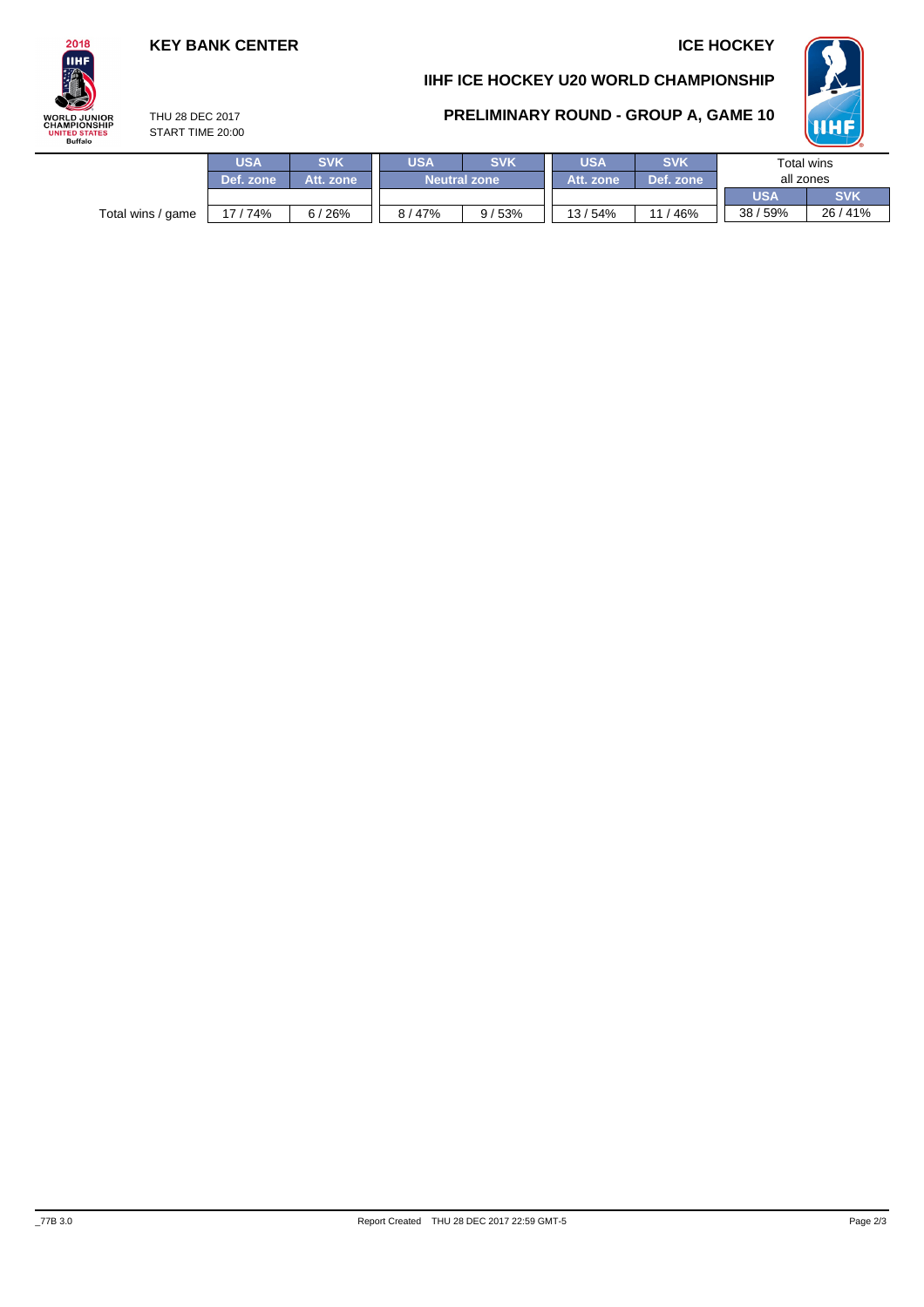**KEY BANK CENTER**

**ICE HOCKEY**

## IIHF ICE HOCKEY U20 WORLD CHAMPIONSHIP

THU 28 DEC 2017
START TIME 20:00

## PRELIMINARY ROUND - GROUP A, GAME 10

| | USA | SVK | USA | SVK | USA | SVK | Total wins all zones | |
|---|---|---|---|---|---|---|---|---|
| | Def. zone | Att. zone | Neutral zone | | Att. zone | Def. zone | USA | SVK |
| Total wins / game | 17 / 74% | 6 / 26% | 8 / 47% | 9 / 53% | 13 / 54% | 11 / 46% | 38 / 59% | 26 / 41% |

_77B 3.0

Report Created THU 28 DEC 2017 22:59 GMT-5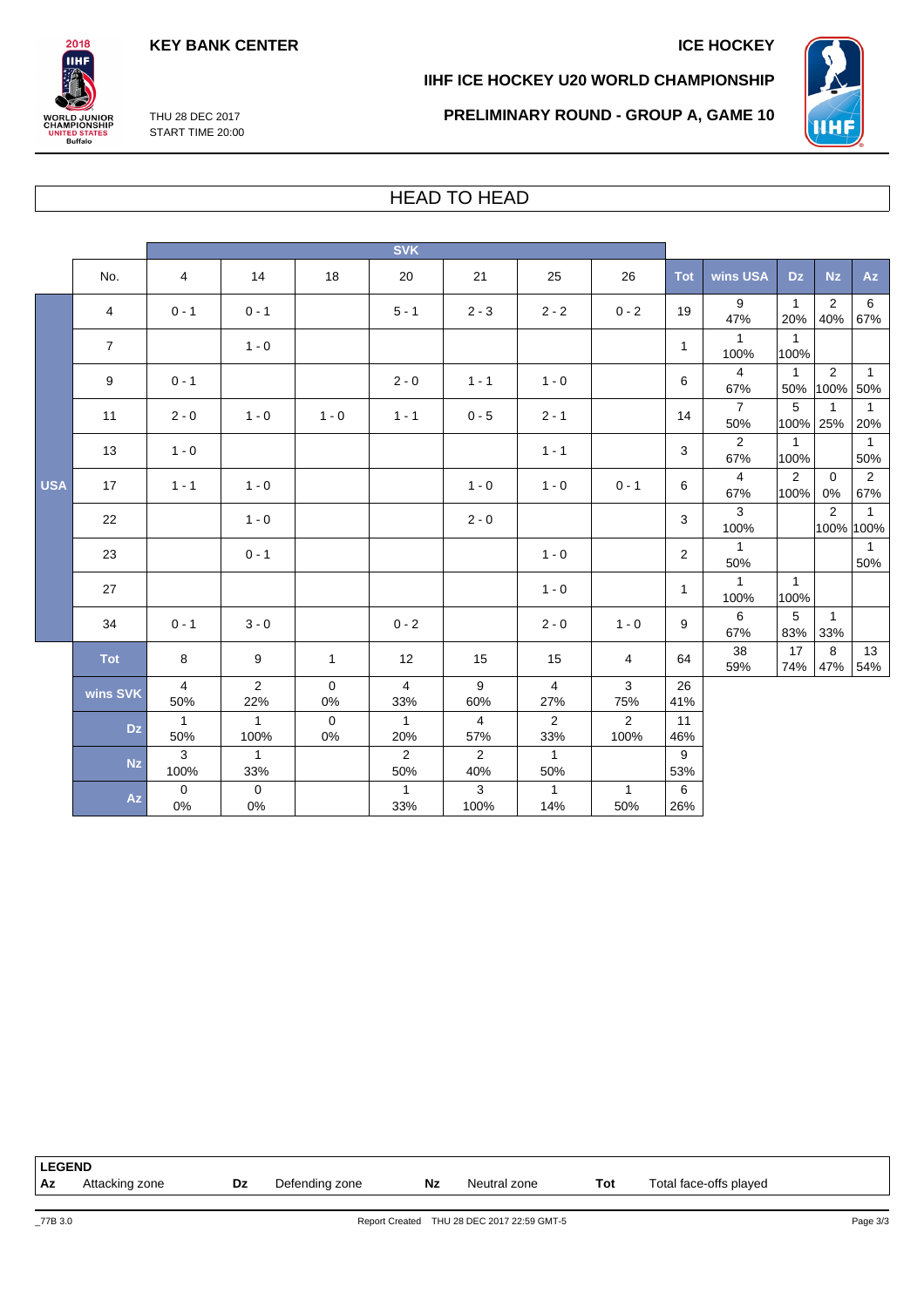**KEY BANK CENTER** | **ICE HOCKEY**

**IIHF ICE HOCKEY U20 WORLD CHAMPIONSHIP**

THU 28 DEC 2017
START TIME 20:00

**PRELIMINARY ROUND - GROUP A, GAME 10**

# HEAD TO HEAD

| | | SVK | | | | | | | | | | | |
|---|---|---|---|---|---|---|---|---|---|---|---|---|---|
| | No. | 4 | 14 | 18 | 20 | 21 | 25 | 26 | Tot | wins USA | Dz | Nz | Az |
| USA | 4 | 0 - 1 | 0 - 1 | | 5 - 1 | 2 - 3 | 2 - 2 | 0 - 2 | 19 | 9 47% | 1 20% | 2 40% | 6 67% |
| | 7 | | 1 - 0 | | | | | | 1 | 1 100% | 1 100% | | |
| | 9 | 0 - 1 | | | 2 - 0 | 1 - 1 | 1 - 0 | | 6 | 4 67% | 1 50% | 2 100% | 1 50% |
| | 11 | 2 - 0 | 1 - 0 | 1 - 0 | 1 - 1 | 0 - 5 | 2 - 1 | | 14 | 7 50% | 5 100% | 1 25% | 1 20% |
| | 13 | 1 - 0 | | | | | 1 - 1 | | 3 | 2 67% | 1 100% | | 1 50% |
| | 17 | 1 - 1 | 1 - 0 | | | 1 - 0 | 1 - 0 | 0 - 1 | 6 | 4 67% | 2 100% | 0 0% | 2 67% |
| | 22 | | 1 - 0 | | | 2 - 0 | | | 3 | 3 100% | | 2 100% | 1 100% |
| | 23 | | 0 - 1 | | | | 1 - 0 | | 2 | 1 50% | | | 1 50% |
| | 27 | | | | | | 1 - 0 | | 1 | 1 100% | 1 100% | | |
| | 34 | 0 - 1 | 3 - 0 | | 0 - 2 | | 2 - 0 | 1 - 0 | 9 | 6 67% | 5 83% | 1 33% | |
| | Tot | 8 | 9 | 1 | 12 | 15 | 15 | 4 | 64 | 38 59% | 17 74% | 8 47% | 13 54% |
| | wins SVK | 4 50% | 2 22% | 0 0% | 4 33% | 9 60% | 4 27% | 3 75% | 26 41% | | | | |
| | Dz | 1 50% | 1 100% | 0 0% | 1 20% | 4 57% | 2 33% | 2 100% | 11 46% | | | | |
| | Nz | 3 100% | 1 33% | | 2 50% | 2 40% | 1 50% | | 9 53% | | | | |
| | Az | 0 0% | 0 0% | | 1 33% | 3 100% | 1 14% | 1 50% | 6 26% | | | | |

**LEGEND**

| | | | | | | | |
|---|---|---|---|---|---|---|---|
| **Az** | Attacking zone | **Dz** | Defending zone | **Nz** | Neutral zone | **Tot** | Total face-offs played |

_77B 3.0 Report Created THU 28 DEC 2017 22:59 GMT-5